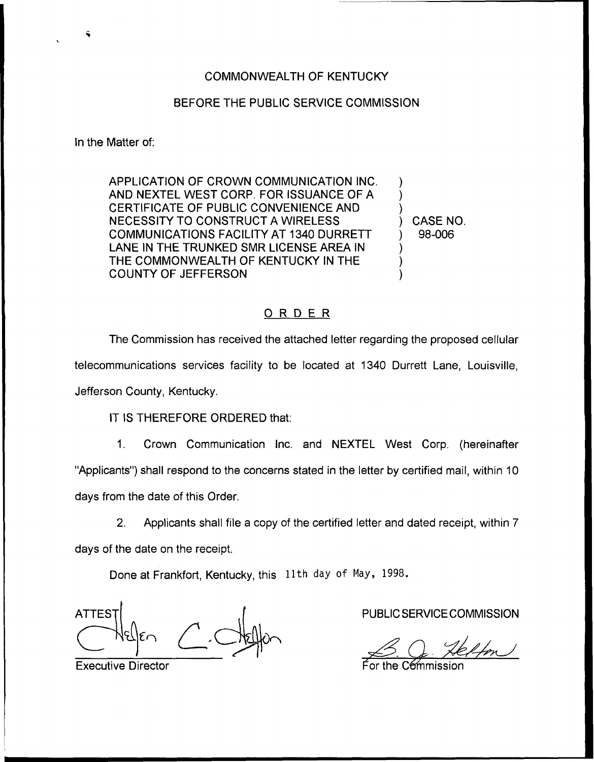COMMONWEALTH OF KENTUCKY

BEFORE THE PUBLIC SERVICE COMMISSION

In the Matter of:

| | | |
|---|---|---|
| APPLICATION OF CROWN COMMUNICATION INC. AND NEXTEL WEST CORP. FOR ISSUANCE OF A CERTIFICATE OF PUBLIC CONVENIENCE AND NECESSITY TO CONSTRUCT A WIRELESS COMMUNICATIONS FACILITY AT 1340 DURRETT LANE IN THE TRUNKED SMR LICENSE AREA IN THE COMMONWEALTH OF KENTUCKY IN THE COUNTY OF JEFFERSON | ) | CASE NO. 98-006 |

## ORDER

The Commission has received the attached letter regarding the proposed cellular telecommunications services facility to be located at 1340 Durrett Lane, Louisville, Jefferson County, Kentucky.

IT IS THEREFORE ORDERED that:

1. Crown Communication Inc. and NEXTEL West Corp. (hereinafter "Applicants") shall respond to the concerns stated in the letter by certified mail, within 10 days from the date of this Order.

2. Applicants shall file a copy of the certified letter and dated receipt, within 7 days of the date on the receipt.

Done at Frankfort, Kentucky, this 11th day of May, 1998.

PUBLIC SERVICE COMMISSION

For the Commission

ATTEST:

Executive Director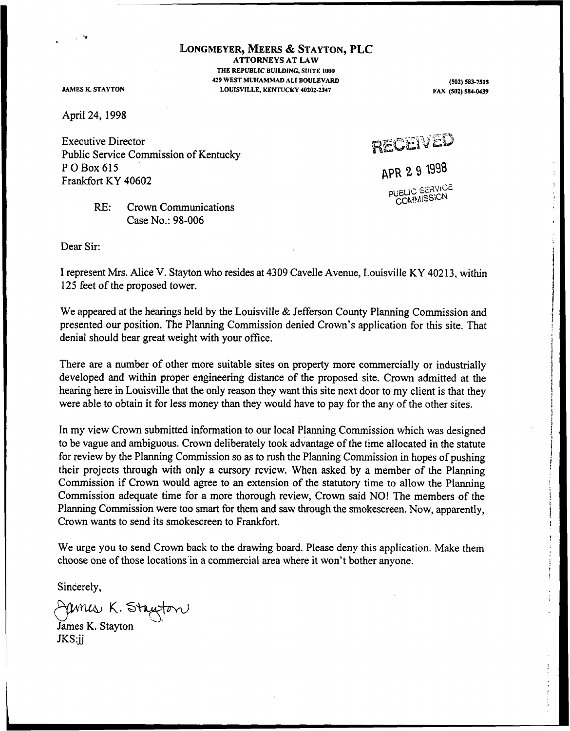# LONGMEYER, MEERS & STAYTON, PLC

**ATTORNEYS AT LAW**

THE REPUBLIC BUILDING, SUITE 1000
429 WEST MUHAMMAD ALI BOULEVARD
LOUISVILLE, KENTUCKY 40202-2347

JAMES K. STAYTON

(502) 583-7515
FAX (502) 584-0439

April 24, 1998

Executive Director
Public Service Commission of Kentucky
P O Box 615
Frankfort KY 40602

RECEIVED
APR 29 1998
PUBLIC SERVICE COMMISSION

RE: Crown Communications
Case No.: 98-006

Dear Sir:

I represent Mrs. Alice V. Stayton who resides at 4309 Cavelle Avenue, Louisville KY 40213, within 125 feet of the proposed tower.

We appeared at the hearings held by the Louisville & Jefferson County Planning Commission and presented our position. The Planning Commission denied Crown's application for this site. That denial should bear great weight with your office.

There are a number of other more suitable sites on property more commercially or industrially developed and within proper engineering distance of the proposed site. Crown admitted at the hearing here in Louisville that the only reason they want this site next door to my client is that they were able to obtain it for less money than they would have to pay for the any of the other sites.

In my view Crown submitted information to our local Planning Commission which was designed to be vague and ambiguous. Crown deliberately took advantage of the time allocated in the statute for review by the Planning Commission so as to rush the Planning Commission in hopes of pushing their projects through with only a cursory review. When asked by a member of the Planning Commission if Crown would agree to an extension of the statutory time to allow the Planning Commission adequate time for a more thorough review, Crown said NO! The members of the Planning Commission were too smart for them and saw through the smokescreen. Now, apparently, Crown wants to send its smokescreen to Frankfort.

We urge you to send Crown back to the drawing board. Please deny this application. Make them choose one of those locations in a commercial area where it won't bother anyone.

Sincerely,

James K. Stayton

James K. Stayton
JKS:jj